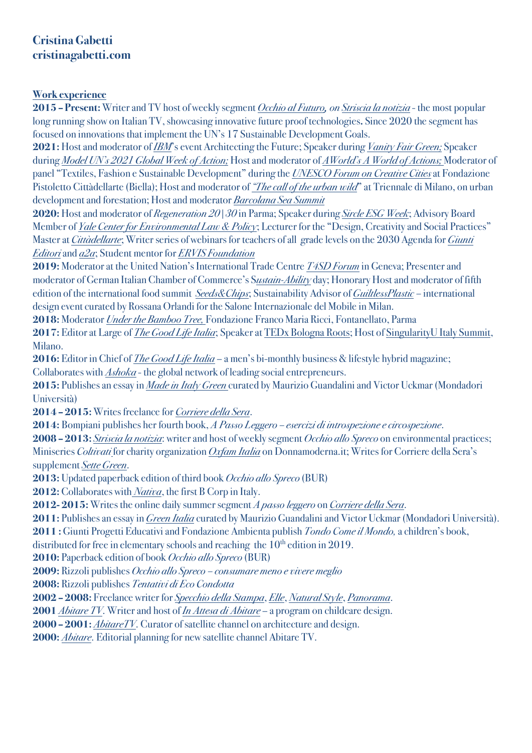**Cristina Gabetti**
**cristinagabetti.com**

**Work experience**

**2015 – Present:** Writer and TV host of weekly segment *Occhio al Futuro, on Striscia la notizia* - the most popular long running show on Italian TV, showcasing innovative future proof technologies. Since 2020 the segment has focused on innovations that implement the UN's 17 Sustainable Development Goals.

**2021:** Host and moderator of *IBM*'s event Architecting the Future; Speaker during *Vanity Fair Green;* Speaker during *Model UN's 2021 Global Week of Action;* Host and moderator of *AWorld's A World of Actions;* Moderator of panel "Textiles, Fashion e Sustainable Development" during the *UNESCO Forum on Creative Cities* at Fondazione Pistoletto Cittàdellarte (Biella); Host and moderator of *"The call of the urban wild"* at Triennale di Milano, on urban development and forestation; Host and moderator *Barcolana Sea Summit*

**2020:** Host and moderator of *Regeneration 20|30* in Parma; Speaker during *Sircle ESG Week*; Advisory Board Member of *Yale Center for Environmental Law & Policy*; Lecturer for the "Design, Creativity and Social Practices" Master at *Cittàdellarte*; Writer series of webinars for teachers of all grade levels on the 2030 Agenda for *Giunti Editori* and *a2a*; Student mentor for *ERVIS Foundation*

**2019:** Moderator at the United Nation's International Trade Centre *T4SD Forum* in Geneva; Presenter and moderator of German Italian Chamber of Commerce's S*ustain-Ability* day; Honorary Host and moderator of fifth edition of the international food summit *Seeds&Chips*; Sustainability Advisor of *GuiltlessPlastic* – international design event curated by Rossana Orlandi for the Salone Internazionale del Mobile in Milan.

**2018:** Moderator *Under the Bamboo Tree,* Fondazione Franco Maria Ricci, Fontanellato, Parma

**2017:** Editor at Large of *The Good Life Italia*; Speaker at TEDx Bologna Roots; Host of SingularityU Italy Summit, Milano.

**2016:** Editor in Chief of *The Good Life Italia* – a men's bi-monthly business & lifestyle hybrid magazine; Collaborates with *Ashoka* - the global network of leading social entrepreneurs.

**2015:** Publishes an essay in *Made in Italy Green* curated by Maurizio Guandalini and Victor Uckmar (Mondadori Università)

**2014 – 2015:** Writes freelance for *Corriere della Sera*.

**2014:** Bompiani publishes her fourth book, *A Passo Leggero – esercizi di introspezione e circospezione*.

**2008 – 2013:** *Striscia la notizia*: writer and host of weekly segment *Occhio allo Spreco* on environmental practices; Miniseries *Coltivati* for charity organization *Oxfam Italia* on Donnamoderna.it; Writes for Corriere della Sera's supplement *Sette Green*.

**2013:** Updated paperback edition of third book *Occhio allo Spreco* (BUR)

**2012:** Collaborates with *Nativa*, the first B Corp in Italy.

**2012- 2015:** Writes the online daily summer segment *A passo leggero* on *Corriere della Sera*.

**2011:** Publishes an essay in *Green Italia* curated by Maurizio Guandalini and Victor Uckmar (Mondadori Università).

**2011 :** Giunti Progetti Educativi and Fondazione Ambienta publish *Tondo Come il Mondo,* a children's book, distributed for free in elementary schools and reaching the 10th edition in 2019.

**2010:** Paperback edition of book *Occhio allo Spreco* (BUR)

**2009:** Rizzoli publishes *Occhio allo Spreco – consumare meno e vivere meglio*

**2008:** Rizzoli publishes *Tentativi di Eco Condotta*

**2002 – 2008:** Freelance writer for *Specchio della Stampa*, *Elle*, *Natural Style*, *Panorama*.

**2001** *Abitare TV*. Writer and host of *In Attesa di Abitare* – a program on childcare design.

**2000 – 2001:** *AbitareTV*. Curator of satellite channel on architecture and design.

**2000:** *Abitare*. Editorial planning for new satellite channel Abitare TV.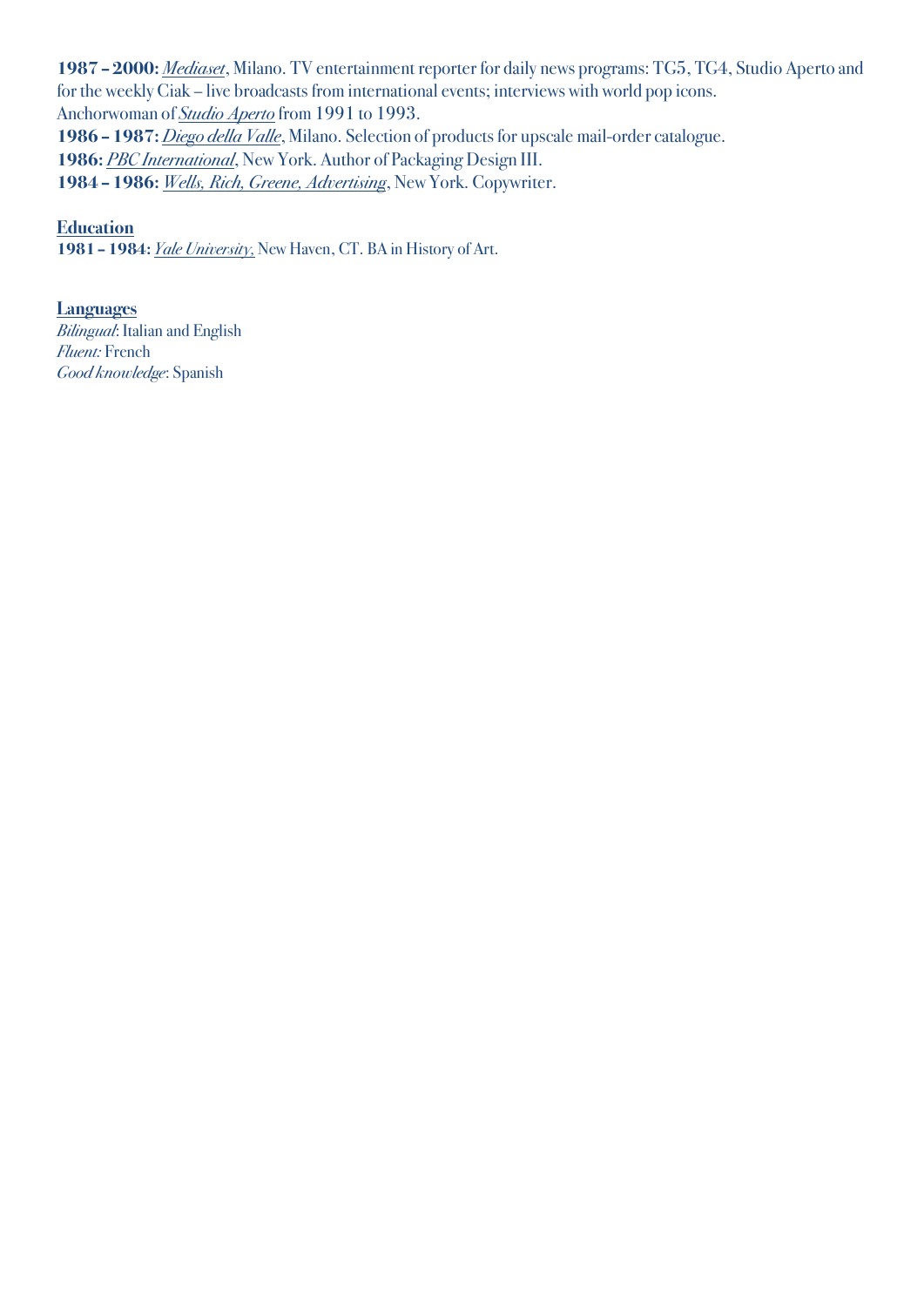**1987 – 2000:** *Mediaset*, Milano. TV entertainment reporter for daily news programs: TG5, TG4, Studio Aperto and for the weekly Ciak – live broadcasts from international events; interviews with world pop icons.
Anchorwoman of *Studio Aperto* from 1991 to 1993.
**1986 – 1987:** *Diego della Valle*, Milano. Selection of products for upscale mail-order catalogue.
**1986:** *PBC International*, New York. Author of Packaging Design III.
**1984 – 1986:** *Wells, Rich, Greene, Advertising*, New York. Copywriter.

**Education**
**1981 – 1984:** *Yale University,* New Haven, CT. BA in History of Art.

**Languages**
*Bilingual*: Italian and English
*Fluent:* French
*Good knowledge*: Spanish